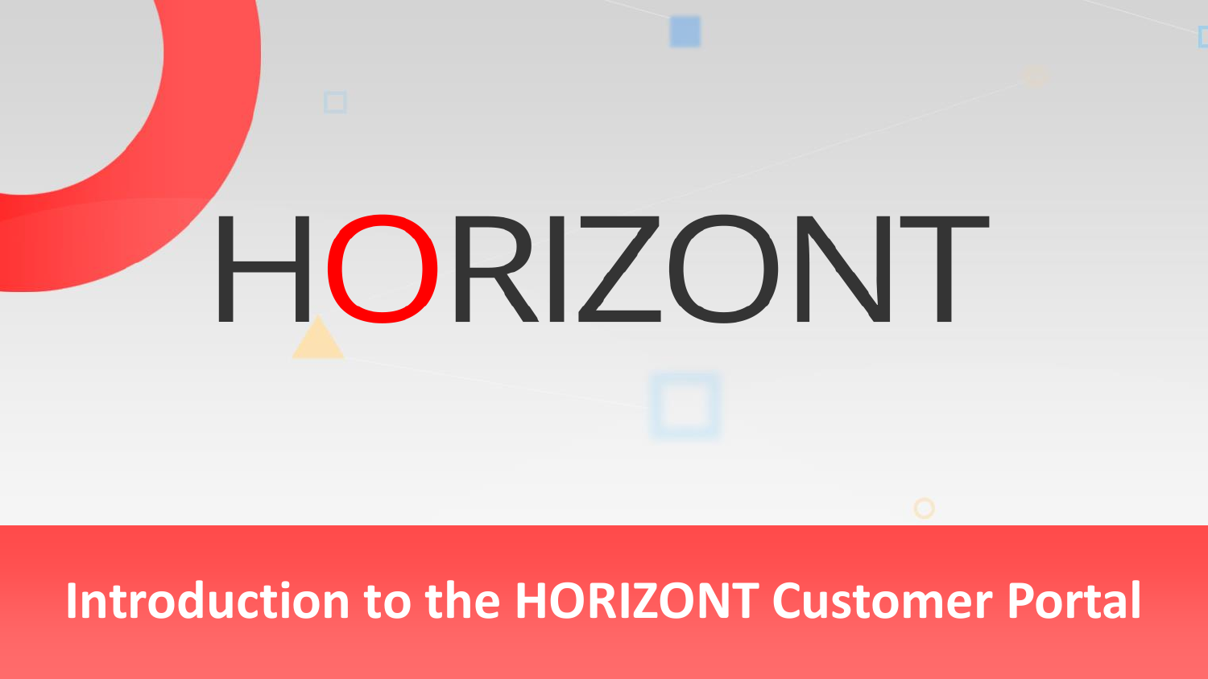# HORIZONT

## Introduction to the HORIZONT Customer Portal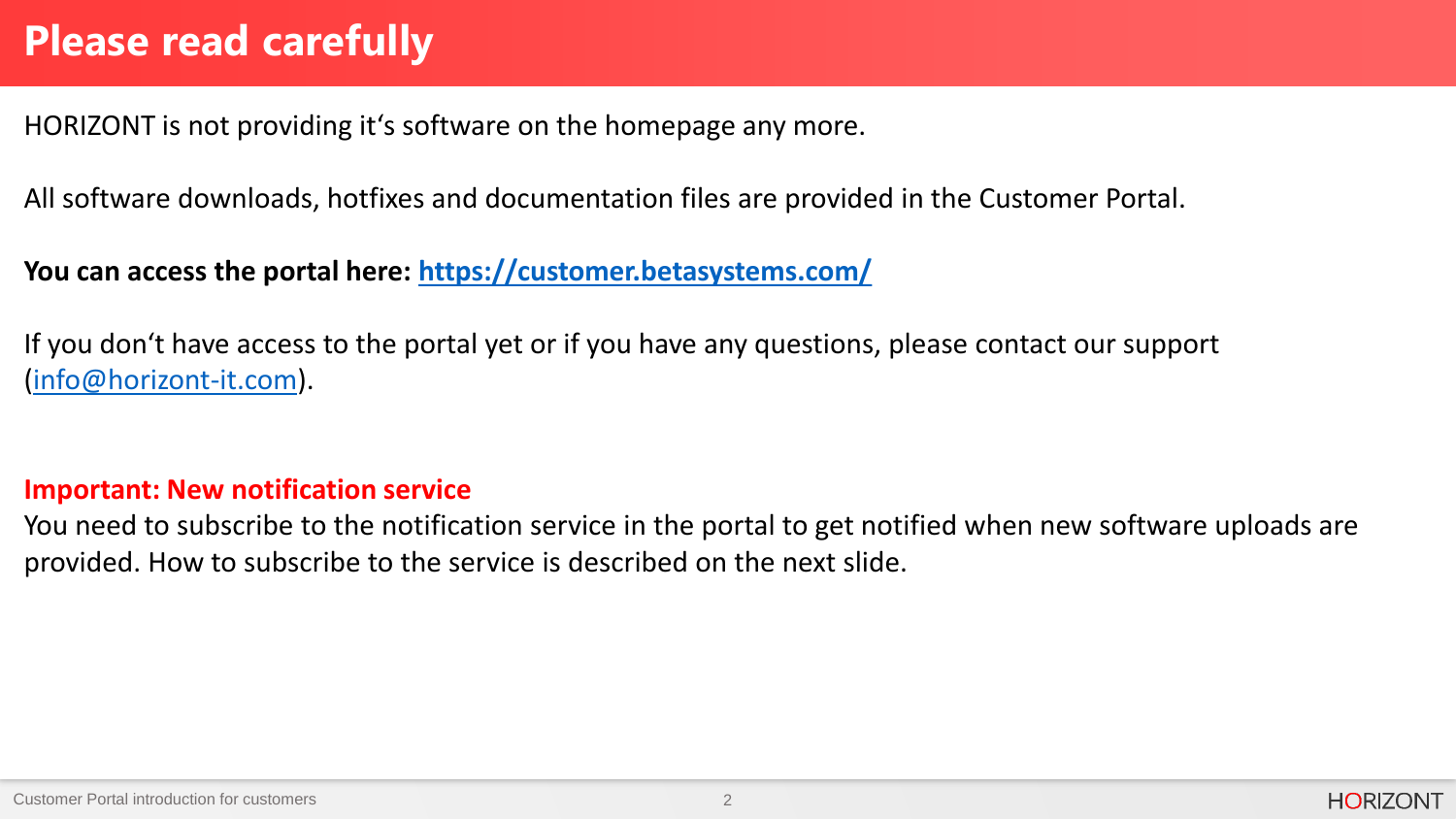# Please read carefully

HORIZONT is not providing it‘s software on the homepage any more.

All software downloads, hotfixes and documentation files are provided in the Customer Portal.

**You can access the portal here: https://customer.betasystems.com/**

If you don‘t have access to the portal yet or if you have any questions, please contact our support (info@horizont-it.com).

**Important: New notification service**

You need to subscribe to the notification service in the portal to get notified when new software uploads are provided. How to subscribe to the service is described on the next slide.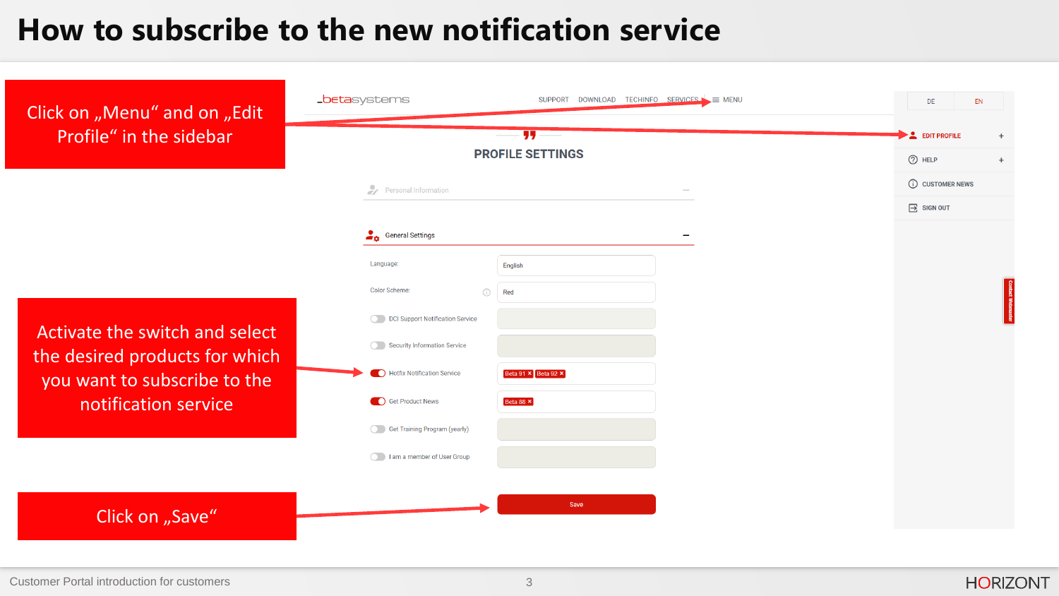# How to subscribe to the new notification service

Click on „Menu“ and on „Edit Profile“ in the sidebar

Activate the switch and select the desired products for which you want to subscribe to the notification service

Click on „Save“

_betasystems

SUPPORT DOWNLOAD TECHINFO SERVICES ≡ MENU

PROFILE SETTINGS

Personal Information

General Settings

Language: English

Color Scheme: Red

DCI Support Notification Service

Security Information Service

Hotfix Notification Service — Beta 91 × Beta 92 ×

Get Product News — Beta 88 ×

Get Training Program (yearly)

I am a member of User Group

Save

DE EN

EDIT PROFILE +

HELP +

CUSTOMER NEWS

SIGN OUT

Contact Webmaster

Customer Portal introduction for customers

HORIZONT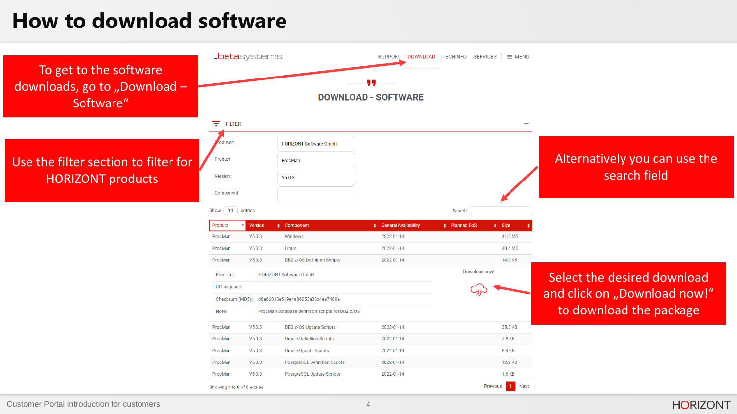# How to download software

To get to the software downloads, go to „Download – Software“

Use the filter section to filter for HORIZONT products

Alternatively you can use the search field

Select the desired download and click on „Download now!“ to download the package

SUPPORT DOWNLOAD TECHINFO SERVICES MENU

## DOWNLOAD - SOFTWARE

FILTER

Producer: HORIZONT Software GmbH

Product: ProcMan

Version: V5.0.3

Component:

Show 10 entries

Search:

| Product | Version | Component | General Availability | Planned EoS | Size |
|---|---|---|---|---|---|
| ProcMan | V5.0.3 | Windows | 2022-01-14 | | 41.5 MB |
| ProcMan | V5.0.3 | Linux | 2022-01-14 | | 40.4 MB |
| ProcMan | V5.0.3 | DB2 z/OS Definition Scripts | 2022-01-14 | | 14.9 KB |
| ProcMan | V5.0.3 | DB2 z/OS Update Scripts | 2022-01-14 | | 35.3 KB |
| ProcMan | V5.0.3 | Oracle Definition Scripts | 2022-01-14 | | 7.8 KB |
| ProcMan | V5.0.3 | Oracle Update Scripts | 2022-01-14 | | 8.4 KB |
| ProcMan | V5.0.3 | PostgreSQL Definition Scripts | 2022-01-14 | | 12.2 KB |
| ProcMan | V5.0.3 | PostgreSQL Update Scripts | 2022-01-14 | | 1.6 KB |

Details (DB2 z/OS Definition Scripts):

Producer: HORIZONT Software GmbH

UI Language:

Checksum (MD5): d6a66010e519e4a86053a33c4ea7489a

Note: ProcMan Database definition scripts for DB2 z/OS

Download now!

Showing 1 to 8 of 8 entries

Previous 1 Next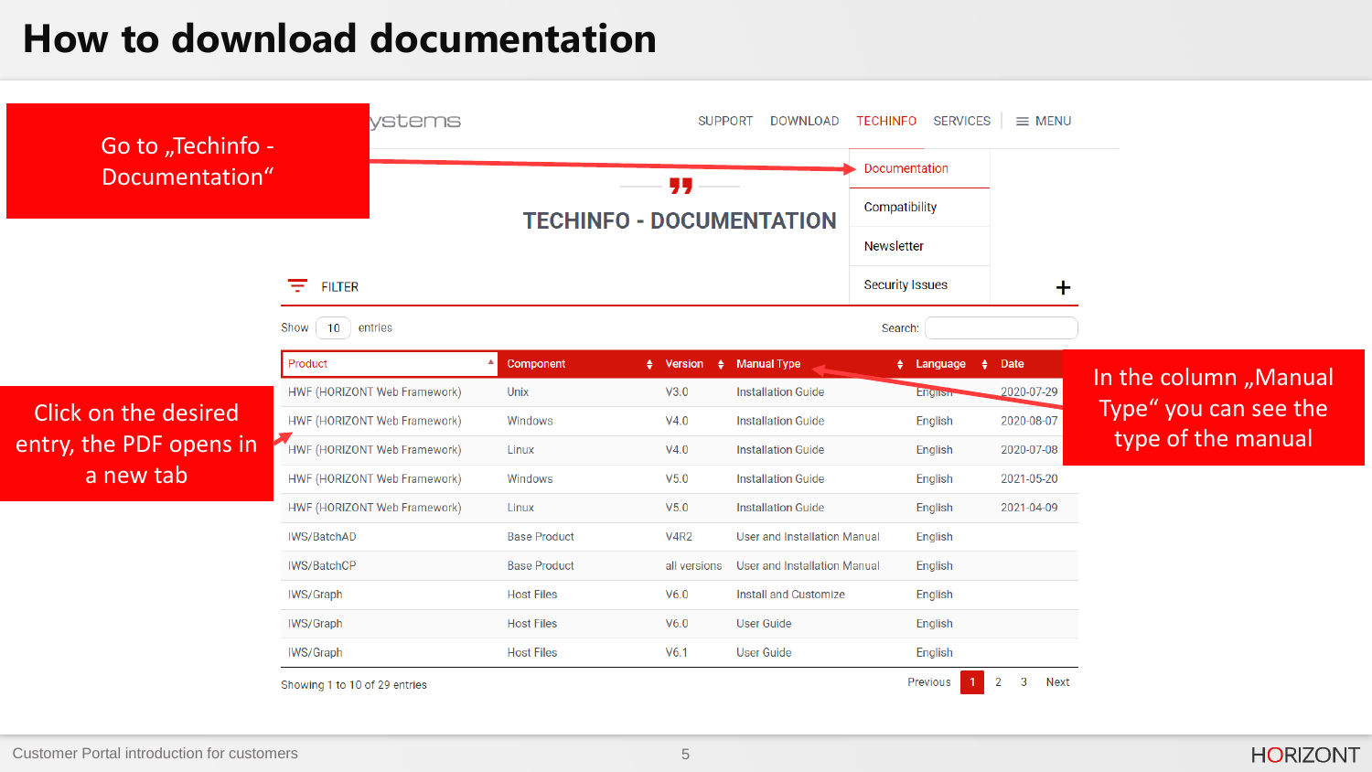# How to download documentation

Go to „Techinfo - Documentation“

ystems

SUPPORT DOWNLOAD TECHINFO SERVICES MENU

- Documentation
- Compatibility
- Newsletter
- Security Issues

## TECHINFO - DOCUMENTATION

FILTER

Show 10 entries

Search:

Click on the desired entry, the PDF opens in a new tab

In the column „Manual Type“ you can see the type of the manual

| Product | Component | Version | Manual Type | Language | Date |
|---|---|---|---|---|---|
| HWF (HORIZONT Web Framework) | Unix | V3.0 | Installation Guide | English | 2020-07-29 |
| HWF (HORIZONT Web Framework) | Windows | V4.0 | Installation Guide | English | 2020-08-07 |
| HWF (HORIZONT Web Framework) | Linux | V4.0 | Installation Guide | English | 2020-07-08 |
| HWF (HORIZONT Web Framework) | Windows | V5.0 | Installation Guide | English | 2021-05-20 |
| HWF (HORIZONT Web Framework) | Linux | V5.0 | Installation Guide | English | 2021-04-09 |
| IWS/BatchAD | Base Product | V4R2 | User and Installation Manual | English | |
| IWS/BatchCP | Base Product | all versions | User and Installation Manual | English | |
| IWS/Graph | Host Files | V6.0 | Install and Customize | English | |
| IWS/Graph | Host Files | V6.0 | User Guide | English | |
| IWS/Graph | Host Files | V6.1 | User Guide | English | |

Showing 1 to 10 of 29 entries

Previous 1 2 3 Next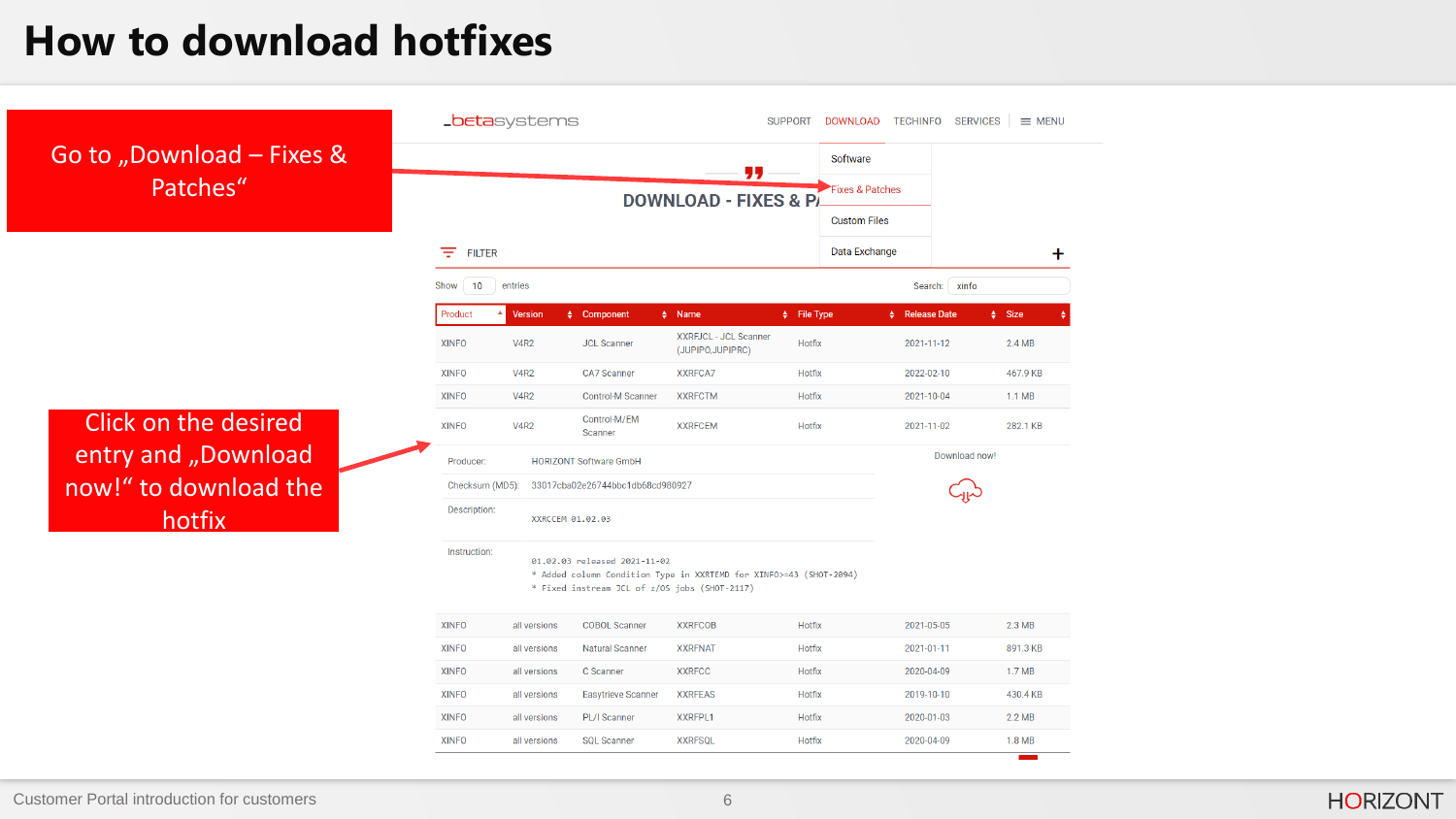# How to download hotfixes

Go to „Download – Fixes & Patches“

Click on the desired entry and „Download now!“ to download the hotfix

SUPPORT DOWNLOAD TECHINFO SERVICES MENU

Software
Fixes & Patches
Custom Files
Data Exchange

DOWNLOAD - FIXES & PA

FILTER

Show 10 entries

Search: xinfo

| Product | Version | Component | Name | File Type | Release Date | Size |
|---|---|---|---|---|---|---|
| XINFO | V4R2 | JCL Scanner | XXRFJCL - JCL Scanner (JUPIPO,JUPIPRC) | Hotfix | 2021-11-12 | 2.4 MB |
| XINFO | V4R2 | CA7 Scanner | XXRFCA7 | Hotfix | 2022-02-10 | 467.9 KB |
| XINFO | V4R2 | Control-M Scanner | XXRFCTM | Hotfix | 2021-10-04 | 1.1 MB |
| XINFO | V4R2 | Control-M/EM Scanner | XXRFCEM | Hotfix | 2021-11-02 | 282.1 KB |

Producer: HORIZONT Software GmbH

Checksum (MD5): 33017cba02e26744bbc1db68cd980927

Description:

```
XXRCCEM 01.02.03
```

Instruction:

```
01.02.03 released 2021-11-02
* Added column Condition Type in XXRTEMD for XINFO>=43 (SHOT-2094)
* Fixed instream JCL of z/OS jobs (SHOT-2117)
```

Download now!

| Product | Version | Component | Name | File Type | Release Date | Size |
|---|---|---|---|---|---|---|
| XINFO | all versions | COBOL Scanner | XXRFCOB | Hotfix | 2021-05-05 | 2.3 MB |
| XINFO | all versions | Natural Scanner | XXRFNAT | Hotfix | 2021-01-11 | 891.3 KB |
| XINFO | all versions | C Scanner | XXRFCC | Hotfix | 2020-04-09 | 1.7 MB |
| XINFO | all versions | Easytrieve Scanner | XXRFEAS | Hotfix | 2019-10-10 | 430.4 KB |
| XINFO | all versions | PL/I Scanner | XXRFPL1 | Hotfix | 2020-01-03 | 2.2 MB |
| XINFO | all versions | SQL Scanner | XXRFSQL | Hotfix | 2020-04-09 | 1.8 MB |